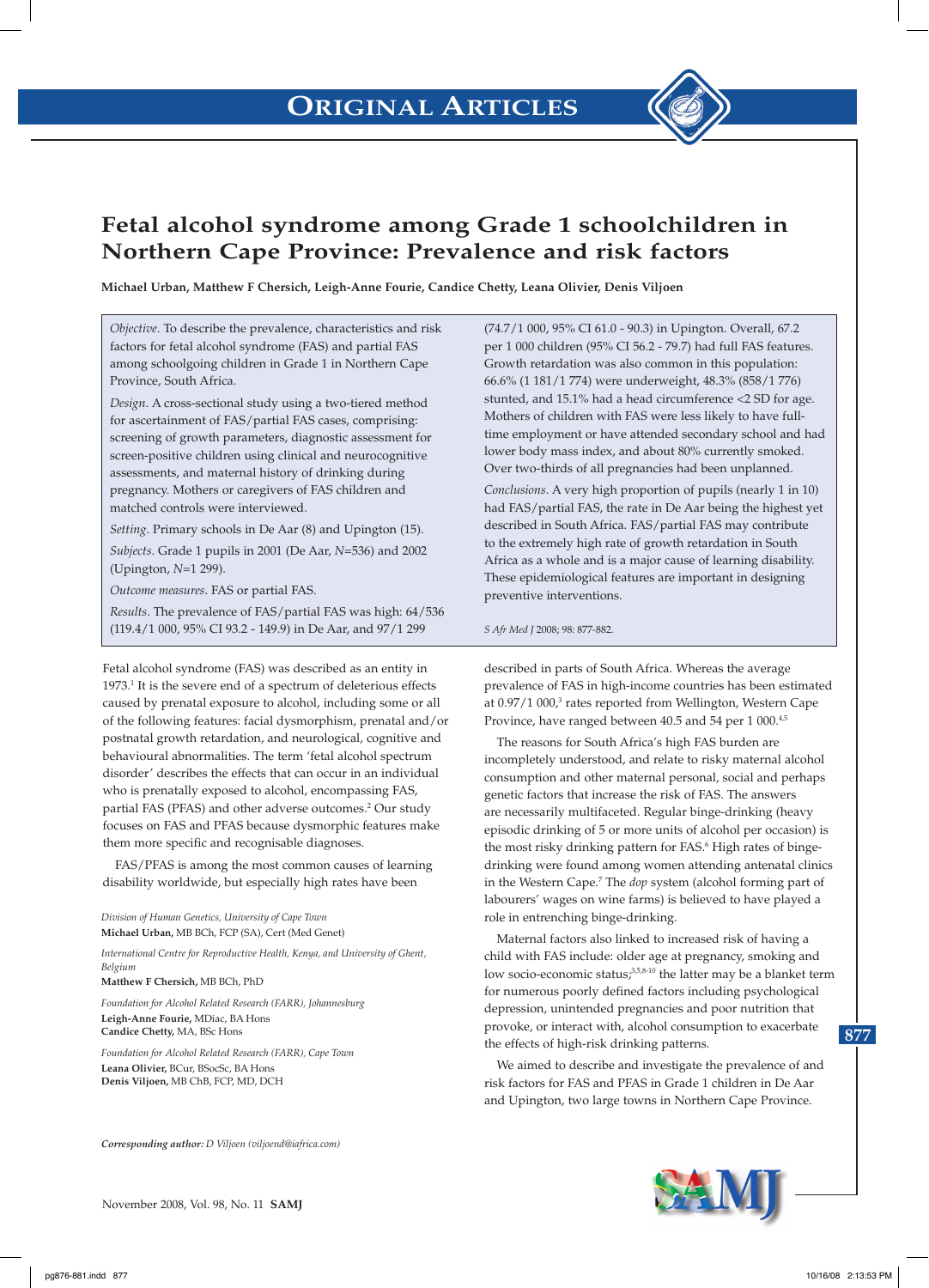# Fetal alcohol syndrome among Grade 1 schoolchildren in Northern Cape Province: Prevalence and risk factors

**Michael Urban, Matthew F Chersich, Leigh-Anne Fourie, Candice Chetty, Leana Olivier, Denis Viljoen**

*Objective.* To describe the prevalence, characteristics and risk factors for fetal alcohol syndrome (FAS) and partial FAS among schoolgoing children in Grade 1 in Northern Cape Province, South Africa.

*Design.* A cross-sectional study using a two-tiered method for ascertainment of FAS/partial FAS cases, comprising: screening of growth parameters, diagnostic assessment for screen-positive children using clinical and neurocognitive assessments, and maternal history of drinking during pregnancy. Mothers or caregivers of FAS children and matched controls were interviewed.

*Setting.* Primary schools in De Aar (8) and Upington (15).

*Subjects.* Grade 1 pupils in 2001 (De Aar, *N*=536) and 2002 (Upington, *N*=1 299).

*Outcome measures.* FAS or partial FAS.

*Results.* The prevalence of FAS/partial FAS was high: 64/536 (119.4/1 000, 95% CI 93.2 - 149.9) in De Aar, and 97/1 299 (74.7/1 000, 95% CI 61.0 - 90.3) in Upington. Overall, 67.2 per 1 000 children (95% CI 56.2 - 79.7) had full FAS features. Growth retardation was also common in this population: 66.6% (1 181/1 774) were underweight, 48.3% (858/1 776) stunted, and 15.1% had a head circumference <2 SD for age. Mothers of children with FAS were less likely to have full-time employment or have attended secondary school and had lower body mass index, and about 80% currently smoked. Over two-thirds of all pregnancies had been unplanned.

*Conclusions.* A very high proportion of pupils (nearly 1 in 10) had FAS/partial FAS, the rate in De Aar being the highest yet described in South Africa. FAS/partial FAS may contribute to the extremely high rate of growth retardation in South Africa as a whole and is a major cause of learning disability. These epidemiological features are important in designing preventive interventions.

*S Afr Med J* 2008; 98: 877-882.

Fetal alcohol syndrome (FAS) was described as an entity in 1973.[1] It is the severe end of a spectrum of deleterious effects caused by prenatal exposure to alcohol, including some or all of the following features: facial dysmorphism, prenatal and/or postnatal growth retardation, and neurological, cognitive and behavioural abnormalities. The term 'fetal alcohol spectrum disorder' describes the effects that can occur in an individual who is prenatally exposed to alcohol, encompassing FAS, partial FAS (PFAS) and other adverse outcomes.[2] Our study focuses on FAS and PFAS because dysmorphic features make them more specific and recognisable diagnoses.

FAS/PFAS is among the most common causes of learning disability worldwide, but especially high rates have been described in parts of South Africa. Whereas the average prevalence of FAS in high-income countries has been estimated at 0.97/1 000,[3] rates reported from Wellington, Western Cape Province, have ranged between 40.5 and 54 per 1 000.[4,5]

The reasons for South Africa's high FAS burden are incompletely understood, and relate to risky maternal alcohol consumption and other maternal personal, social and perhaps genetic factors that increase the risk of FAS. The answers are necessarily multifaceted. Regular binge-drinking (heavy episodic drinking of 5 or more units of alcohol per occasion) is the most risky drinking pattern for FAS.[6] High rates of binge-drinking were found among women attending antenatal clinics in the Western Cape.[7] The *dop* system (alcohol forming part of labourers' wages on wine farms) is believed to have played a role in entrenching binge-drinking.

Maternal factors also linked to increased risk of having a child with FAS include: older age at pregnancy, smoking and low socio-economic status;[3,5,8-10] the latter may be a blanket term for numerous poorly defined factors including psychological depression, unintended pregnancies and poor nutrition that provoke, or interact with, alcohol consumption to exacerbate the effects of high-risk drinking patterns.

We aimed to describe and investigate the prevalence of and risk factors for FAS and PFAS in Grade 1 children in De Aar and Upington, two large towns in Northern Cape Province.

*Division of Human Genetics, University of Cape Town*
**Michael Urban,** MB BCh, FCP (SA), Cert (Med Genet)

*International Centre for Reproductive Health, Kenya, and University of Ghent, Belgium*
**Matthew F Chersich,** MB BCh, PhD

*Foundation for Alcohol Related Research (FARR), Johannesburg*
**Leigh-Anne Fourie,** MDiac, BA Hons
**Candice Chetty,** MA, BSc Hons

*Foundation for Alcohol Related Research (FARR), Cape Town*
**Leana Olivier,** BCur, BSocSc, BA Hons
**Denis Viljoen,** MB ChB, FCP, MD, DCH

***Corresponding author:*** *D Viljoen (viljoend@iafrica.com)*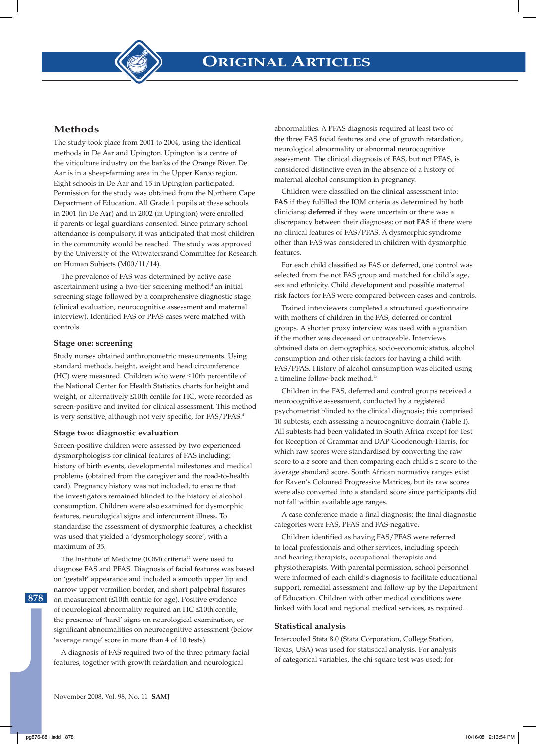## Methods

The study took place from 2001 to 2004, using the identical methods in De Aar and Upington. Upington is a centre of the viticulture industry on the banks of the Orange River. De Aar is in a sheep-farming area in the Upper Karoo region. Eight schools in De Aar and 15 in Upington participated. Permission for the study was obtained from the Northern Cape Department of Education. All Grade 1 pupils at these schools in 2001 (in De Aar) and in 2002 (in Upington) were enrolled if parents or legal guardians consented. Since primary school attendance is compulsory, it was anticipated that most children in the community would be reached. The study was approved by the University of the Witwatersrand Committee for Research on Human Subjects (M00/11/14).

The prevalence of FAS was determined by active case ascertainment using a two-tier screening method:[4] an initial screening stage followed by a comprehensive diagnostic stage (clinical evaluation, neurocognitive assessment and maternal interview). Identified FAS or PFAS cases were matched with controls.

### Stage one: screening

Study nurses obtained anthropometric measurements. Using standard methods, height, weight and head circumference (HC) were measured. Children who were ≤10th percentile of the National Center for Health Statistics charts for height and weight, or alternatively ≤10th centile for HC, were recorded as screen-positive and invited for clinical assessment. This method is very sensitive, although not very specific, for FAS/PFAS.[4]

### Stage two: diagnostic evaluation

Screen-positive children were assessed by two experienced dysmorphologists for clinical features of FAS including: history of birth events, developmental milestones and medical problems (obtained from the caregiver and the road-to-health card). Pregnancy history was not included, to ensure that the investigators remained blinded to the history of alcohol consumption. Children were also examined for dysmorphic features, neurological signs and intercurrent illness. To standardise the assessment of dysmorphic features, a checklist was used that yielded a 'dysmorphology score', with a maximum of 35.

The Institute of Medicine (IOM) criteria[11] were used to diagnose FAS and PFAS. Diagnosis of facial features was based on 'gestalt' appearance and included a smooth upper lip and narrow upper vermilion border, and short palpebral fissures on measurement (≤10th centile for age). Positive evidence of neurological abnormality required an HC ≤10th centile, the presence of 'hard' signs on neurological examination, or significant abnormalities on neurocognitive assessment (below 'average range' score in more than 4 of 10 tests).

A diagnosis of FAS required two of the three primary facial features, together with growth retardation and neurological abnormalities. A PFAS diagnosis required at least two of the three FAS facial features and one of growth retardation, neurological abnormality or abnormal neurocognitive assessment. The clinical diagnosis of FAS, but not PFAS, is considered distinctive even in the absence of a history of maternal alcohol consumption in pregnancy.

Children were classified on the clinical assessment into: **FAS** if they fulfilled the IOM criteria as determined by both clinicians; **deferred** if they were uncertain or there was a discrepancy between their diagnoses; or **not FAS** if there were no clinical features of FAS/PFAS. A dysmorphic syndrome other than FAS was considered in children with dysmorphic features.

For each child classified as FAS or deferred, one control was selected from the not FAS group and matched for child's age, sex and ethnicity. Child development and possible maternal risk factors for FAS were compared between cases and controls.

Trained interviewers completed a structured questionnaire with mothers of children in the FAS, deferred or control groups. A shorter proxy interview was used with a guardian if the mother was deceased or untraceable. Interviews obtained data on demographics, socio-economic status, alcohol consumption and other risk factors for having a child with FAS/PFAS. History of alcohol consumption was elicited using a timeline follow-back method.[13]

Children in the FAS, deferred and control groups received a neurocognitive assessment, conducted by a registered psychometrist blinded to the clinical diagnosis; this comprised 10 subtests, each assessing a neurocognitive domain (Table I). All subtests had been validated in South Africa except for Test for Reception of Grammar and DAP Goodenough-Harris, for which raw scores were standardised by converting the raw score to a *z* score and then comparing each child's *z* score to the average standard score. South African normative ranges exist for Raven's Coloured Progressive Matrices, but its raw scores were also converted into a standard score since participants did not fall within available age ranges.

A case conference made a final diagnosis; the final diagnostic categories were FAS, PFAS and FAS-negative.

Children identified as having FAS/PFAS were referred to local professionals and other services, including speech and hearing therapists, occupational therapists and physiotherapists. With parental permission, school personnel were informed of each child's diagnosis to facilitate educational support, remedial assessment and follow-up by the Department of Education. Children with other medical conditions were linked with local and regional medical services, as required.

### Statistical analysis

Intercooled Stata 8.0 (Stata Corporation, College Station, Texas, USA) was used for statistical analysis. For analysis of categorical variables, the chi-square test was used; for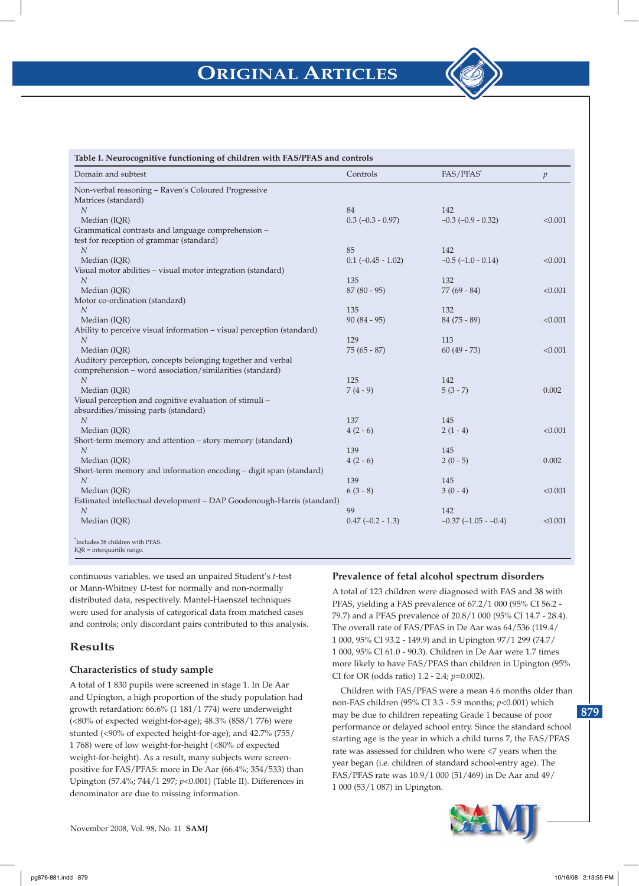**Table I. Neurocognitive functioning of children with FAS/PFAS and controls**

| Domain and subtest | Controls | FAS/PFAS* | *p* |
|---|---|---|---|
| Non-verbal reasoning – Raven's Coloured Progressive Matrices (standard) | | | |
| *N* | 84 | 142 | |
| Median (IQR) | 0.3 (–0.3 - 0.97) | –0.3 (–0.9 - 0.32) | <0.001 |
| Grammatical contrasts and language comprehension – test for reception of grammar (standard) | | | |
| *N* | 85 | 142 | |
| Median (IQR) | 0.1 (–0.45 - 1.02) | –0.5 (–1.0 - 0.14) | <0.001 |
| Visual motor abilities – visual motor integration (standard) | | | |
| *N* | 135 | 132 | |
| Median (IQR) | 87 (80 - 95) | 77 (69 - 84) | <0.001 |
| Motor co-ordination (standard) | | | |
| *N* | 135 | 132 | |
| Median (IQR) | 90 (84 - 95) | 84 (75 - 89) | <0.001 |
| Ability to perceive visual information – visual perception (standard) | | | |
| *N* | 129 | 113 | |
| Median (IQR) | 75 (65 - 87) | 60 (49 - 73) | <0.001 |
| Auditory perception, concepts belonging together and verbal comprehension – word association/similarities (standard) | | | |
| *N* | 125 | 142 | |
| Median (IQR) | 7 (4 - 9) | 5 (3 - 7) | 0.002 |
| Visual perception and cognitive evaluation of stimuli – absurdities/missing parts (standard) | | | |
| *N* | 137 | 145 | |
| Median (IQR) | 4 (2 - 6) | 2 (1 - 4) | <0.001 |
| Short-term memory and attention – story memory (standard) | | | |
| *N* | 139 | 145 | |
| Median (IQR) | 4 (2 - 6) | 2 (0 - 5) | 0.002 |
| Short-term memory and information encoding – digit span (standard) | | | |
| *N* | 139 | 145 | |
| Median (IQR) | 6 (3 - 8) | 3 (0 - 4) | <0.001 |
| Estimated intellectual development – DAP Goodenough-Harris (standard) | | | |
| *N* | 99 | 142 | |
| Median (IQR) | 0.47 (–0.2 - 1.3) | –0.37 (–1.05 - –0.4) | <0.001 |

*Includes 38 children with PFAS.
IQR = interquartile range.

continuous variables, we used an unpaired Student's *t*-test or Mann-Whitney *U*-test for normally and non-normally distributed data, respectively. Mantel-Haenszel techniques were used for analysis of categorical data from matched cases and controls; only discordant pairs contributed to this analysis.

## Results

### Characteristics of study sample

A total of 1 830 pupils were screened in stage 1. In De Aar and Upington, a high proportion of the study population had growth retardation: 66.6% (1 181/1 774) were underweight (<80% of expected weight-for-age); 48.3% (858/1 776) were stunted (<90% of expected height-for-age); and 42.7% (755/1 768) were of low weight-for-height (<80% of expected weight-for-height). As a result, many subjects were screen-positive for FAS/PFAS: more in De Aar (66.4%; 354/533) than Upington (57.4%; 744/1 297; $p<0.001$) (Table II). Differences in denominator are due to missing information.

### Prevalence of fetal alcohol spectrum disorders

A total of 123 children were diagnosed with FAS and 38 with PFAS, yielding a FAS prevalence of 67.2/1 000 (95% CI 56.2 - 79.7) and a PFAS prevalence of 20.8/1 000 (95% CI 14.7 - 28.4). The overall rate of FAS/PFAS in De Aar was 64/536 (119.4/1 000, 95% CI 93.2 - 149.9) and in Upington 97/1 299 (74.7/1 000, 95% CI 61.0 - 90.3). Children in De Aar were 1.7 times more likely to have FAS/PFAS than children in Upington (95% CI for OR (odds ratio) 1.2 - 2.4; $p=0.002$).

Children with FAS/PFAS were a mean 4.6 months older than non-FAS children (95% CI 3.3 - 5.9 months; $p<0.001$) which may be due to children repeating Grade 1 because of poor performance or delayed school entry. Since the standard school starting age is the year in which a child turns 7, the FAS/PFAS rate was assessed for children who were <7 years when the year began (i.e. children of standard school-entry age). The FAS/PFAS rate was 10.9/1 000 (51/469) in De Aar and 49/1 000 (53/1 087) in Upington.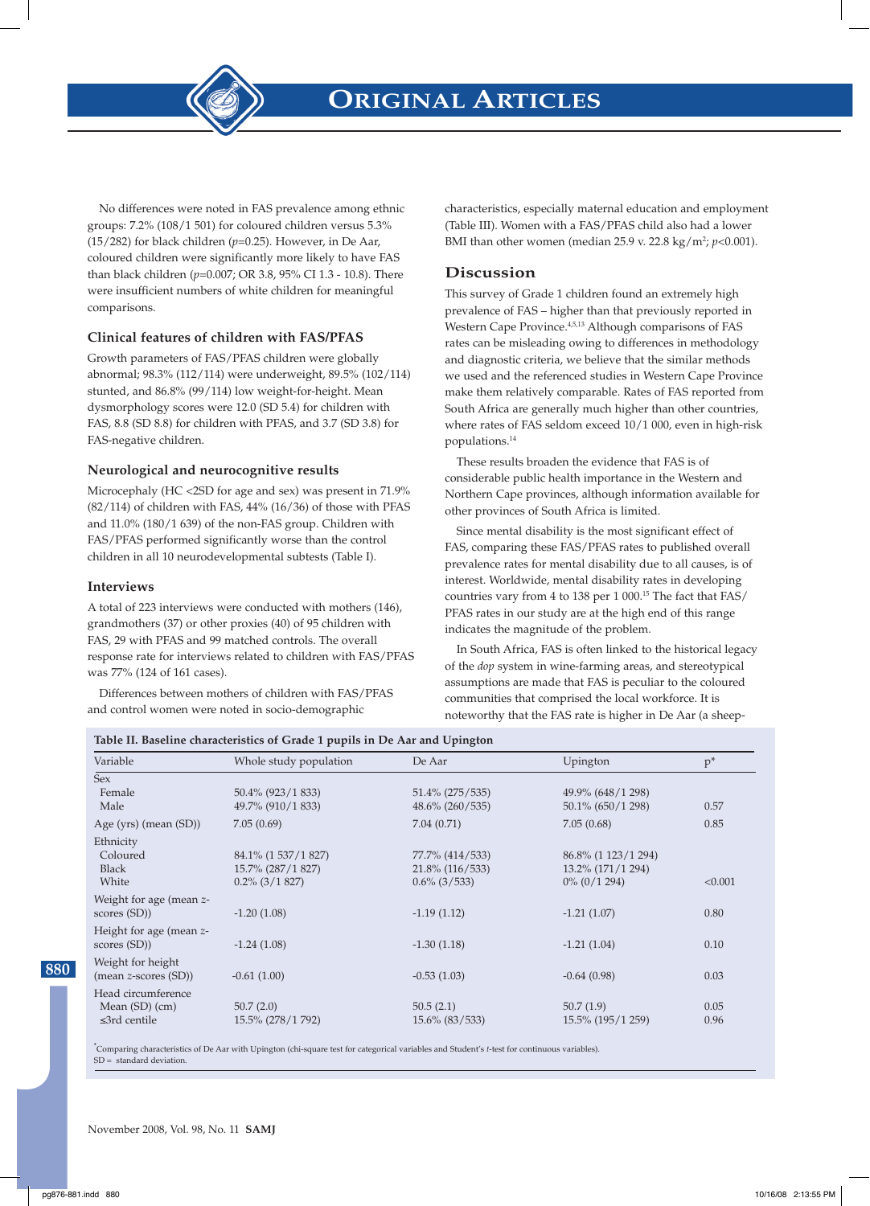No differences were noted in FAS prevalence among ethnic groups: 7.2% (108/1 501) for coloured children versus 5.3% (15/282) for black children ($p$=0.25). However, in De Aar, coloured children were significantly more likely to have FAS than black children ($p$=0.007; OR 3.8, 95% CI 1.3 - 10.8). There were insufficient numbers of white children for meaningful comparisons.

### Clinical features of children with FAS/PFAS

Growth parameters of FAS/PFAS children were globally abnormal; 98.3% (112/114) were underweight, 89.5% (102/114) stunted, and 86.8% (99/114) low weight-for-height. Mean dysmorphology scores were 12.0 (SD 5.4) for children with FAS, 8.8 (SD 8.8) for children with PFAS, and 3.7 (SD 3.8) for FAS-negative children.

### Neurological and neurocognitive results

Microcephaly (HC <2SD for age and sex) was present in 71.9% (82/114) of children with FAS, 44% (16/36) of those with PFAS and 11.0% (180/1 639) of the non-FAS group. Children with FAS/PFAS performed significantly worse than the control children in all 10 neurodevelopmental subtests (Table I).

### Interviews

A total of 223 interviews were conducted with mothers (146), grandmothers (37) or other proxies (40) of 95 children with FAS, 29 with PFAS and 99 matched controls. The overall response rate for interviews related to children with FAS/PFAS was 77% (124 of 161 cases).

Differences between mothers of children with FAS/PFAS and control women were noted in socio-demographic characteristics, especially maternal education and employment (Table III). Women with a FAS/PFAS child also had a lower BMI than other women (median 25.9 v. 22.8 kg/m$^2$; $p$<0.001).

## Discussion

This survey of Grade 1 children found an extremely high prevalence of FAS – higher than that previously reported in Western Cape Province.[4,5,13] Although comparisons of FAS rates can be misleading owing to differences in methodology and diagnostic criteria, we believe that the similar methods we used and the referenced studies in Western Cape Province make them relatively comparable. Rates of FAS reported from South Africa are generally much higher than other countries, where rates of FAS seldom exceed 10/1 000, even in high-risk populations.[14]

These results broaden the evidence that FAS is of considerable public health importance in the Western and Northern Cape provinces, although information available for other provinces of South Africa is limited.

Since mental disability is the most significant effect of FAS, comparing these FAS/PFAS rates to published overall prevalence rates for mental disability due to all causes, is of interest. Worldwide, mental disability rates in developing countries vary from 4 to 138 per 1 000.[15] The fact that FAS/PFAS rates in our study are at the high end of this range indicates the magnitude of the problem.

In South Africa, FAS is often linked to the historical legacy of the *dop* system in wine-farming areas, and stereotypical assumptions are made that FAS is peculiar to the coloured communities that comprised the local workforce. It is noteworthy that the FAS rate is higher in De Aar (a sheep-

**Table II. Baseline characteristics of Grade 1 pupils in De Aar and Upington**

| Variable | Whole study population | De Aar | Upington | p* |
|---|---|---|---|---|
| Sex | | | | |
| Female | 50.4% (923/1 833) | 51.4% (275/535) | 49.9% (648/1 298) | |
| Male | 49.7% (910/1 833) | 48.6% (260/535) | 50.1% (650/1 298) | 0.57 |
| Age (yrs) (mean (SD)) | 7.05 (0.69) | 7.04 (0.71) | 7.05 (0.68) | 0.85 |
| Ethnicity | | | | |
| Coloured | 84.1% (1 537/1 827) | 77.7% (414/533) | 86.8% (1 123/1 294) | |
| Black | 15.7% (287/1 827) | 21.8% (116/533) | 13.2% (171/1 294) | |
| White | 0.2% (3/1 827) | 0.6% (3/533) | 0% (0/1 294) | <0.001 |
| Weight for age (mean *z*-scores (SD)) | -1.20 (1.08) | -1.19 (1.12) | -1.21 (1.07) | 0.80 |
| Height for age (mean *z*-scores (SD)) | -1.24 (1.08) | -1.30 (1.18) | -1.21 (1.04) | 0.10 |
| Weight for height (mean *z*-scores (SD)) | -0.61 (1.00) | -0.53 (1.03) | -0.64 (0.98) | 0.03 |
| Head circumference | | | | |
| Mean (SD) (cm) | 50.7 (2.0) | 50.5 (2.1) | 50.7 (1.9) | 0.05 |
| ≤3rd centile | 15.5% (278/1 792) | 15.6% (83/533) | 15.5% (195/1 259) | 0.96 |

*Comparing characteristics of De Aar with Upington (chi-square test for categorical variables and Student's *t*-test for continuous variables).
SD = standard deviation.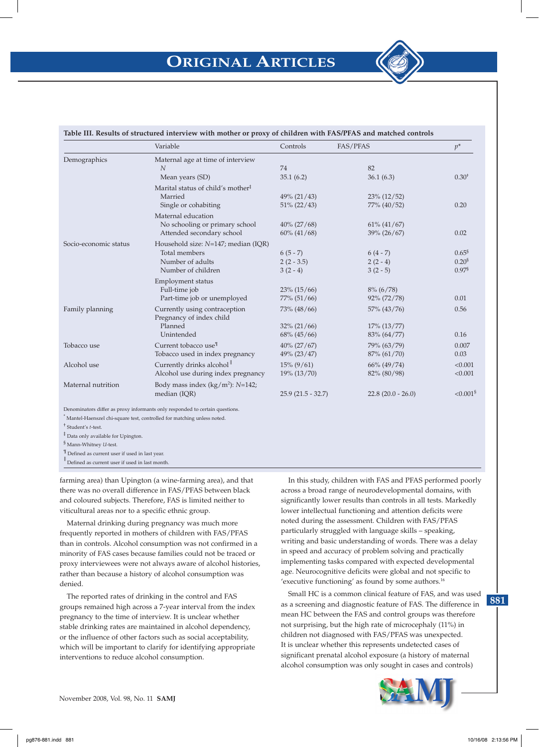**Table III. Results of structured interview with mother or proxy of children with FAS/PFAS and matched controls**

| | Variable | Controls | FAS/PFAS | $p$* |
|---|---|---|---|---|
| Demographics | Maternal age at time of interview | | | |
| | $N$ | 74 | 82 | |
| | Mean years (SD) | 35.1 (6.2) | 36.1 (6.3) | 0.30† |
| | Marital status of child's mother‡ | | | |
| | Married | 49% (21/43) | 23% (12/52) | |
| | Single or cohabiting | 51% (22/43) | 77% (40/52) | 0.20 |
| | Maternal education | | | |
| | No schooling or primary school | 40% (27/68) | 61% (41/67) | |
| | Attended secondary school | 60% (41/68) | 39% (26/67) | 0.02 |
| Socio-economic status | Household size: $N$=147; median (IQR) | | | |
| | Total members | 6 (5 - 7) | 6 (4 - 7) | 0.65§ |
| | Number of adults | 2 (2 - 3.5) | 2 (2 - 4) | 0.20§ |
| | Number of children | 3 (2 - 4) | 3 (2 - 5) | 0.97§ |
| | Employment status | | | |
| | Full-time job | 23% (15/66) | 8% (6/78) | |
| | Part-time job or unemployed | 77% (51/66) | 92% (72/78) | 0.01 |
| Family planning | Currently using contraception | 73% (48/66) | 57% (43/76) | 0.56 |
| | Pregnancy of index child | | | |
| | Planned | 32% (21/66) | 17% (13/77) | |
| | Unintended | 68% (45/66) | 83% (64/77) | 0.16 |
| Tobacco use | Current tobacco use¶ | 40% (27/67) | 79% (63/79) | 0.007 |
| | Tobacco used in index pregnancy | 49% (23/47) | 87% (61/70) | 0.03 |
| Alcohol use | Currently drinks alcohol‖ | 15% (9/61) | 66% (49/74) | <0.001 |
| | Alcohol use during index pregnancy | 19% (13/70) | 82% (80/98) | <0.001 |
| Maternal nutrition | Body mass index (kg/m²): $N$=142; median (IQR) | 25.9 (21.5 - 32.7) | 22.8 (20.0 - 26.0) | <0.001§ |

Denominators differ as proxy informants only responded to certain questions.
\* Mantel-Haenszel chi-square test, controlled for matching unless noted.
† Student's $t$-test.
‡ Data only available for Upington.
§ Mann-Whitney $U$-test.
¶ Defined as current user if used in last year.
‖ Defined as current user if used in last month.

farming area) than Upington (a wine-farming area), and that there was no overall difference in FAS/PFAS between black and coloured subjects. Therefore, FAS is limited neither to viticultural areas nor to a specific ethnic group.

Maternal drinking during pregnancy was much more frequently reported in mothers of children with FAS/PFAS than in controls. Alcohol consumption was not confirmed in a minority of FAS cases because families could not be traced or proxy interviewees were not always aware of alcohol histories, rather than because a history of alcohol consumption was denied.

The reported rates of drinking in the control and FAS groups remained high across a 7-year interval from the index pregnancy to the time of interview. It is unclear whether stable drinking rates are maintained in alcohol dependency, or the influence of other factors such as social acceptability, which will be important to clarify for identifying appropriate interventions to reduce alcohol consumption.

In this study, children with FAS and PFAS performed poorly across a broad range of neurodevelopmental domains, with significantly lower results than controls in all tests. Markedly lower intellectual functioning and attention deficits were noted during the assessment. Children with FAS/PFAS particularly struggled with language skills – speaking, writing and basic understanding of words. There was a delay in speed and accuracy of problem solving and practically implementing tasks compared with expected developmental age. Neurocognitive deficits were global and not specific to 'executive functioning' as found by some authors.[16]

Small HC is a common clinical feature of FAS, and was used as a screening and diagnostic feature of FAS. The difference in mean HC between the FAS and control groups was therefore not surprising, but the high rate of microcephaly (11%) in children not diagnosed with FAS/PFAS was unexpected. It is unclear whether this represents undetected cases of significant prenatal alcohol exposure (a history of maternal alcohol consumption was only sought in cases and controls)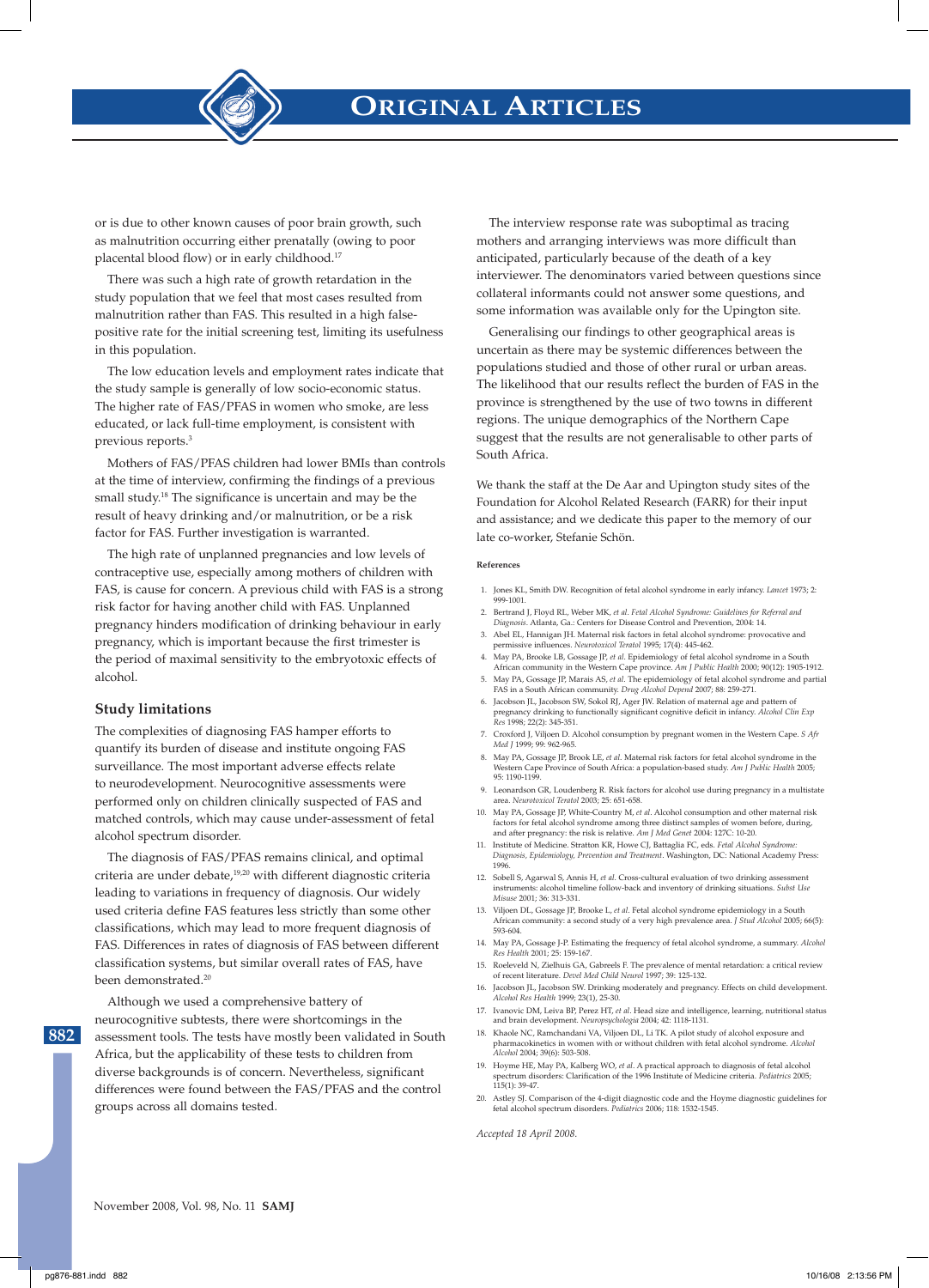or is due to other known causes of poor brain growth, such as malnutrition occurring either prenatally (owing to poor placental blood flow) or in early childhood.[17]

There was such a high rate of growth retardation in the study population that we feel that most cases resulted from malnutrition rather than FAS. This resulted in a high false-positive rate for the initial screening test, limiting its usefulness in this population.

The low education levels and employment rates indicate that the study sample is generally of low socio-economic status. The higher rate of FAS/PFAS in women who smoke, are less educated, or lack full-time employment, is consistent with previous reports.[3]

Mothers of FAS/PFAS children had lower BMIs than controls at the time of interview, confirming the findings of a previous small study.[18] The significance is uncertain and may be the result of heavy drinking and/or malnutrition, or be a risk factor for FAS. Further investigation is warranted.

The high rate of unplanned pregnancies and low levels of contraceptive use, especially among mothers of children with FAS, is cause for concern. A previous child with FAS is a strong risk factor for having another child with FAS. Unplanned pregnancy hinders modification of drinking behaviour in early pregnancy, which is important because the first trimester is the period of maximal sensitivity to the embryotoxic effects of alcohol.

### Study limitations

The complexities of diagnosing FAS hamper efforts to quantify its burden of disease and institute ongoing FAS surveillance. The most important adverse effects relate to neurodevelopment. Neurocognitive assessments were performed only on children clinically suspected of FAS and matched controls, which may cause under-assessment of fetal alcohol spectrum disorder.

The diagnosis of FAS/PFAS remains clinical, and optimal criteria are under debate,[19,20] with different diagnostic criteria leading to variations in frequency of diagnosis. Our widely used criteria define FAS features less strictly than some other classifications, which may lead to more frequent diagnosis of FAS. Differences in rates of diagnosis of FAS between different classification systems, but similar overall rates of FAS, have been demonstrated.[20]

Although we used a comprehensive battery of neurocognitive subtests, there were shortcomings in the assessment tools. The tests have mostly been validated in South Africa, but the applicability of these tests to children from diverse backgrounds is of concern. Nevertheless, significant differences were found between the FAS/PFAS and the control groups across all domains tested.

The interview response rate was suboptimal as tracing mothers and arranging interviews was more difficult than anticipated, particularly because of the death of a key interviewer. The denominators varied between questions since collateral informants could not answer some questions, and some information was available only for the Upington site.

Generalising our findings to other geographical areas is uncertain as there may be systemic differences between the populations studied and those of other rural or urban areas. The likelihood that our results reflect the burden of FAS in the province is strengthened by the use of two towns in different regions. The unique demographics of the Northern Cape suggest that the results are not generalisable to other parts of South Africa.

We thank the staff at the De Aar and Upington study sites of the Foundation for Alcohol Related Research (FARR) for their input and assistance; and we dedicate this paper to the memory of our late co-worker, Stefanie Schön.

#### References

1. Jones KL, Smith DW. Recognition of fetal alcohol syndrome in early infancy. *Lancet* 1973; 2: 999-1001.
2. Bertrand J, Floyd RL, Weber MK, *et al*. *Fetal Alcohol Syndrome: Guidelines for Referral and Diagnosis*. Atlanta, Ga.: Centers for Disease Control and Prevention, 2004: 14.
3. Abel EL, Hannigan JH. Maternal risk factors in fetal alcohol syndrome: provocative and permissive influences. *Neurotoxicol Teratol* 1995; 17(4): 445-462.
4. May PA, Brooke LB, Gossage JP, *et al*. Epidemiology of fetal alcohol syndrome in a South African community in the Western Cape province. *Am J Public Health* 2000; 90(12): 1905-1912.
5. May PA, Gossage JP, Marais AS, *et al*. The epidemiology of fetal alcohol syndrome and partial FAS in a South African community. *Drug Alcohol Depend* 2007; 88: 259-271.
6. Jacobson JL, Jacobson SW, Sokol RJ, Ager JW. Relation of maternal age and pattern of pregnancy drinking to functionally significant cognitive deficit in infancy. *Alcohol Clin Exp Res* 1998; 22(2): 345-351.
7. Croxford J, Viljoen D. Alcohol consumption by pregnant women in the Western Cape. *S Afr Med J* 1999; 99: 962-965.
8. May PA, Gossage JP, Brook LE, *et al*. Maternal risk factors for fetal alcohol syndrome in the Western Cape Province of South Africa: a population-based study. *Am J Public Health* 2005; 95: 1190-1199.
9. Leonardson GR, Loudenberg R. Risk factors for alcohol use during pregnancy in a multistate area. *Neurotoxicol Teratol* 2003; 25: 651-658.
10. May PA, Gossage JP, White-Country M, *et al*. Alcohol consumption and other maternal risk factors for fetal alcohol syndrome among three distinct samples of women before, during, and after pregnancy: the risk is relative. *Am J Med Genet* 2004: 127C: 10-20.
11. Institute of Medicine. Stratton KR, Howe CJ, Battaglia FC, eds. *Fetal Alcohol Syndrome: Diagnosis, Epidemiology, Prevention and Treatment*. Washington, DC: National Academy Press: 1996.
12. Sobell S, Agarwal S, Annis H, *et al*. Cross-cultural evaluation of two drinking assessment instruments: alcohol timeline follow-back and inventory of drinking situations. *Subst Use Misuse* 2001; 36: 313-331.
13. Viljoen DL, Gossage JP, Brooke L, *et al*. Fetal alcohol syndrome epidemiology in a South African community: a second study of a very high prevalence area. *J Stud Alcohol* 2005; 66(5): 593-604.
14. May PA, Gossage J-P. Estimating the frequency of fetal alcohol syndrome, a summary. *Alcohol Res Health* 2001; 25: 159-167.
15. Roeleveld N, Zielhuis GA, Gabreels F. The prevalence of mental retardation: a critical review of recent literature. *Devel Med Child Neurol* 1997; 39: 125-132.
16. Jacobson JL, Jacobson SW. Drinking moderately and pregnancy. Effects on child development. *Alcohol Res Health* 1999: 23(1), 25-30.
17. Ivanovic DM, Leiva BP, Perez HT, *et al*. Head size and intelligence, learning, nutritional status and brain development. *Neuropsychologia* 2004; 42: 1118-1131.
18. Khaole NC, Ramchandani VA, Viljoen DL, Li TK. A pilot study of alcohol exposure and pharmacokinetics in women with or without children with fetal alcohol syndrome. *Alcohol Alcohol* 2004; 39(6): 503-508.
19. Hoyme HE, May PA, Kalberg WO, *et al*. A practical approach to diagnosis of fetal alcohol spectrum disorders: Clarification of the 1996 Institute of Medicine criteria. *Pediatrics* 2005; 115(1): 39-47.
20. Astley SJ. Comparison of the 4-digit diagnostic code and the Hoyme diagnostic guidelines for fetal alcohol spectrum disorders. *Pediatrics* 2006; 118: 1532-1545.

*Accepted 18 April 2008.*